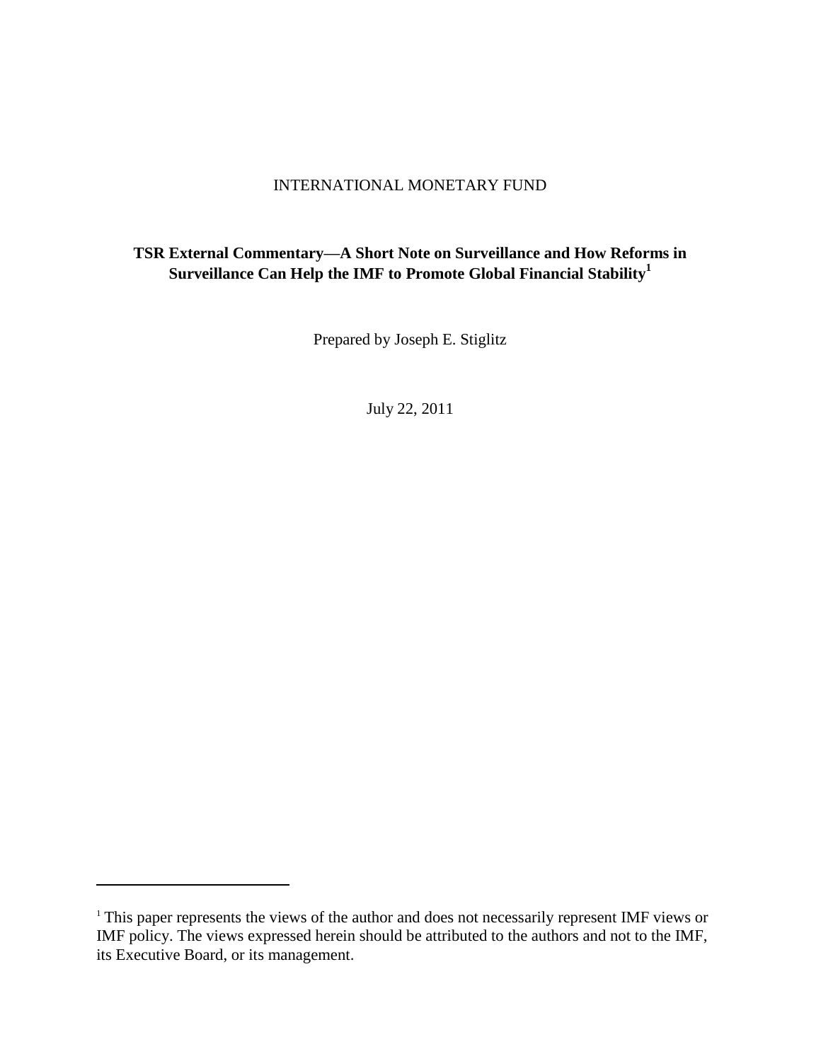INTERNATIONAL MONETARY FUND

# TSR External Commentary—A Short Note on Surveillance and How Reforms in Surveillance Can Help the IMF to Promote Global Financial Stability[1]

Prepared by Joseph E. Stiglitz

July 22, 2011

[1] This paper represents the views of the author and does not necessarily represent IMF views or IMF policy. The views expressed herein should be attributed to the authors and not to the IMF, its Executive Board, or its management.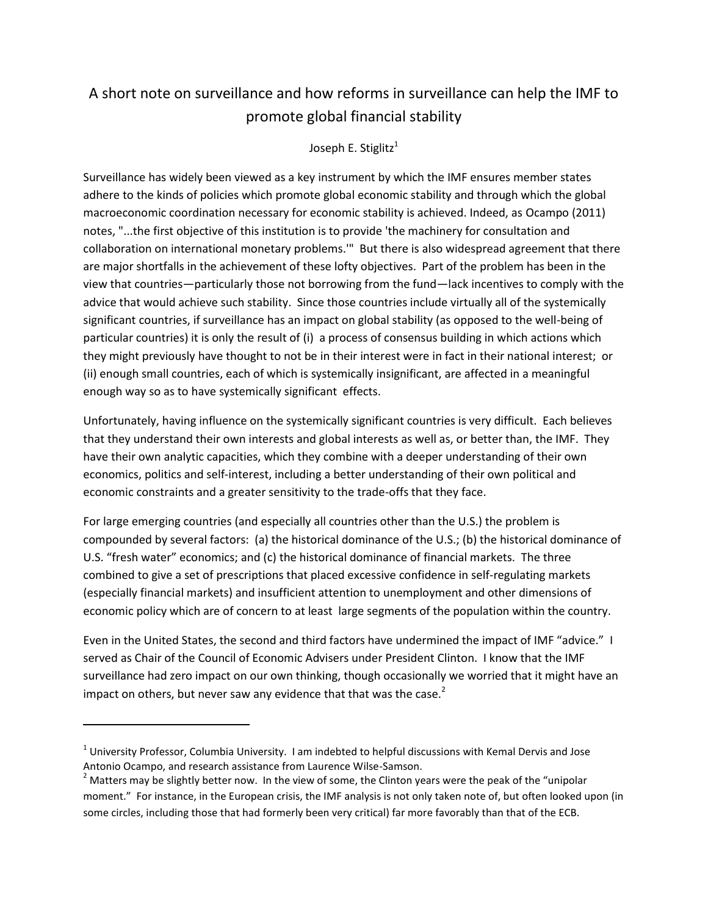# A short note on surveillance and how reforms in surveillance can help the IMF to promote global financial stability

Joseph E. Stiglitz[1]

Surveillance has widely been viewed as a key instrument by which the IMF ensures member states adhere to the kinds of policies which promote global economic stability and through which the global macroeconomic coordination necessary for economic stability is achieved. Indeed, as Ocampo (2011) notes, "...the first objective of this institution is to provide 'the machinery for consultation and collaboration on international monetary problems.'" But there is also widespread agreement that there are major shortfalls in the achievement of these lofty objectives. Part of the problem has been in the view that countries—particularly those not borrowing from the fund—lack incentives to comply with the advice that would achieve such stability. Since those countries include virtually all of the systemically significant countries, if surveillance has an impact on global stability (as opposed to the well-being of particular countries) it is only the result of (i) a process of consensus building in which actions which they might previously have thought to not be in their interest were in fact in their national interest; or (ii) enough small countries, each of which is systemically insignificant, are affected in a meaningful enough way so as to have systemically significant effects.

Unfortunately, having influence on the systemically significant countries is very difficult. Each believes that they understand their own interests and global interests as well as, or better than, the IMF. They have their own analytic capacities, which they combine with a deeper understanding of their own economics, politics and self-interest, including a better understanding of their own political and economic constraints and a greater sensitivity to the trade-offs that they face.

For large emerging countries (and especially all countries other than the U.S.) the problem is compounded by several factors: (a) the historical dominance of the U.S.; (b) the historical dominance of U.S. "fresh water" economics; and (c) the historical dominance of financial markets. The three combined to give a set of prescriptions that placed excessive confidence in self-regulating markets (especially financial markets) and insufficient attention to unemployment and other dimensions of economic policy which are of concern to at least large segments of the population within the country.

Even in the United States, the second and third factors have undermined the impact of IMF "advice." I served as Chair of the Council of Economic Advisers under President Clinton. I know that the IMF surveillance had zero impact on our own thinking, though occasionally we worried that it might have an impact on others, but never saw any evidence that that was the case.[2]

---

[1] University Professor, Columbia University. I am indebted to helpful discussions with Kemal Dervis and Jose Antonio Ocampo, and research assistance from Laurence Wilse-Samson.

[2] Matters may be slightly better now. In the view of some, the Clinton years were the peak of the "unipolar moment." For instance, in the European crisis, the IMF analysis is not only taken note of, but often looked upon (in some circles, including those that had formerly been very critical) far more favorably than that of the ECB.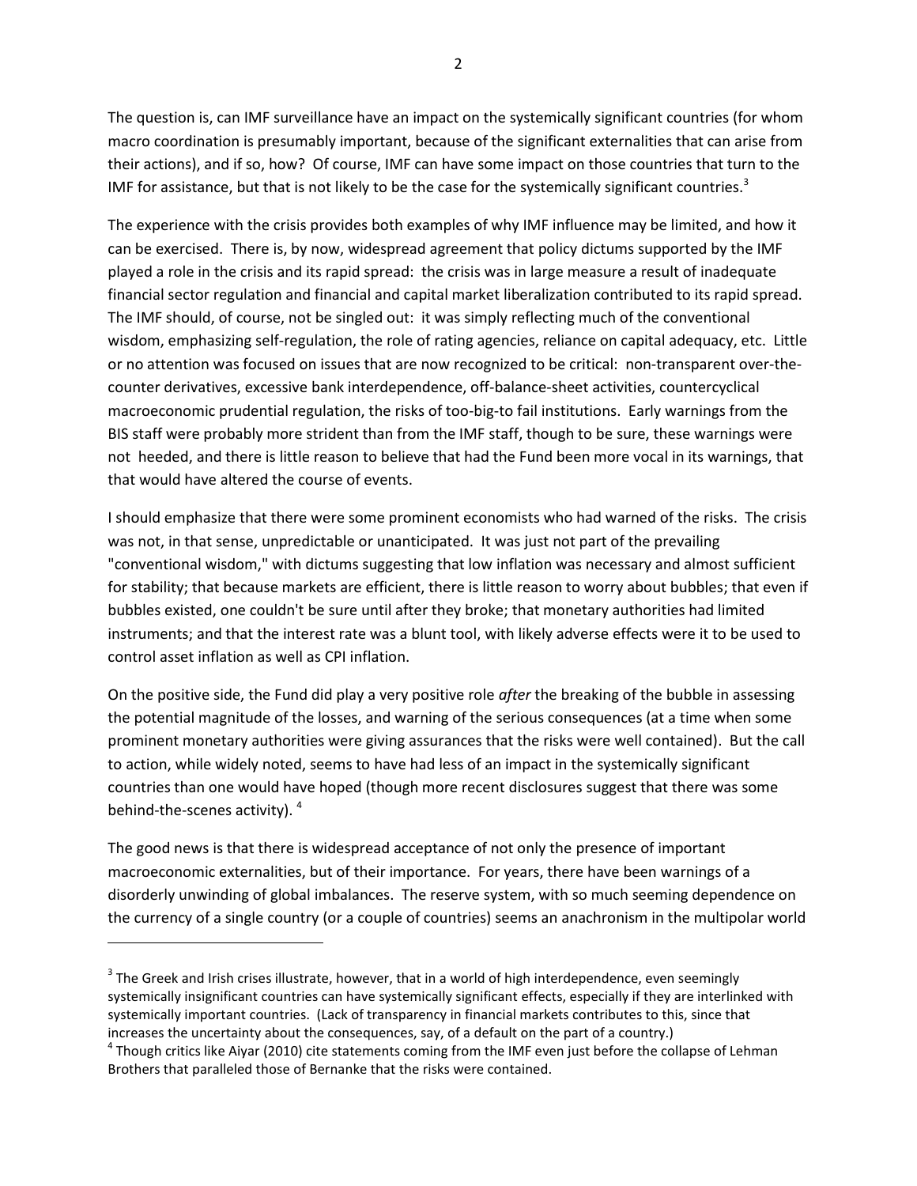The question is, can IMF surveillance have an impact on the systemically significant countries (for whom macro coordination is presumably important, because of the significant externalities that can arise from their actions), and if so, how? Of course, IMF can have some impact on those countries that turn to the IMF for assistance, but that is not likely to be the case for the systemically significant countries.[3]

The experience with the crisis provides both examples of why IMF influence may be limited, and how it can be exercised. There is, by now, widespread agreement that policy dictums supported by the IMF played a role in the crisis and its rapid spread: the crisis was in large measure a result of inadequate financial sector regulation and financial and capital market liberalization contributed to its rapid spread. The IMF should, of course, not be singled out: it was simply reflecting much of the conventional wisdom, emphasizing self-regulation, the role of rating agencies, reliance on capital adequacy, etc. Little or no attention was focused on issues that are now recognized to be critical: non-transparent over-the-counter derivatives, excessive bank interdependence, off-balance-sheet activities, countercyclical macroeconomic prudential regulation, the risks of too-big-to fail institutions. Early warnings from the BIS staff were probably more strident than from the IMF staff, though to be sure, these warnings were not heeded, and there is little reason to believe that had the Fund been more vocal in its warnings, that that would have altered the course of events.

I should emphasize that there were some prominent economists who had warned of the risks. The crisis was not, in that sense, unpredictable or unanticipated. It was just not part of the prevailing "conventional wisdom," with dictums suggesting that low inflation was necessary and almost sufficient for stability; that because markets are efficient, there is little reason to worry about bubbles; that even if bubbles existed, one couldn't be sure until after they broke; that monetary authorities had limited instruments; and that the interest rate was a blunt tool, with likely adverse effects were it to be used to control asset inflation as well as CPI inflation.

On the positive side, the Fund did play a very positive role *after* the breaking of the bubble in assessing the potential magnitude of the losses, and warning of the serious consequences (at a time when some prominent monetary authorities were giving assurances that the risks were well contained). But the call to action, while widely noted, seems to have had less of an impact in the systemically significant countries than one would have hoped (though more recent disclosures suggest that there was some behind-the-scenes activity).[4]

The good news is that there is widespread acceptance of not only the presence of important macroeconomic externalities, but of their importance. For years, there have been warnings of a disorderly unwinding of global imbalances. The reserve system, with so much seeming dependence on the currency of a single country (or a couple of countries) seems an anachronism in the multipolar world

---

[3] The Greek and Irish crises illustrate, however, that in a world of high interdependence, even seemingly systemically insignificant countries can have systemically significant effects, especially if they are interlinked with systemically important countries. (Lack of transparency in financial markets contributes to this, since that increases the uncertainty about the consequences, say, of a default on the part of a country.)

[4] Though critics like Aiyar (2010) cite statements coming from the IMF even just before the collapse of Lehman Brothers that paralleled those of Bernanke that the risks were contained.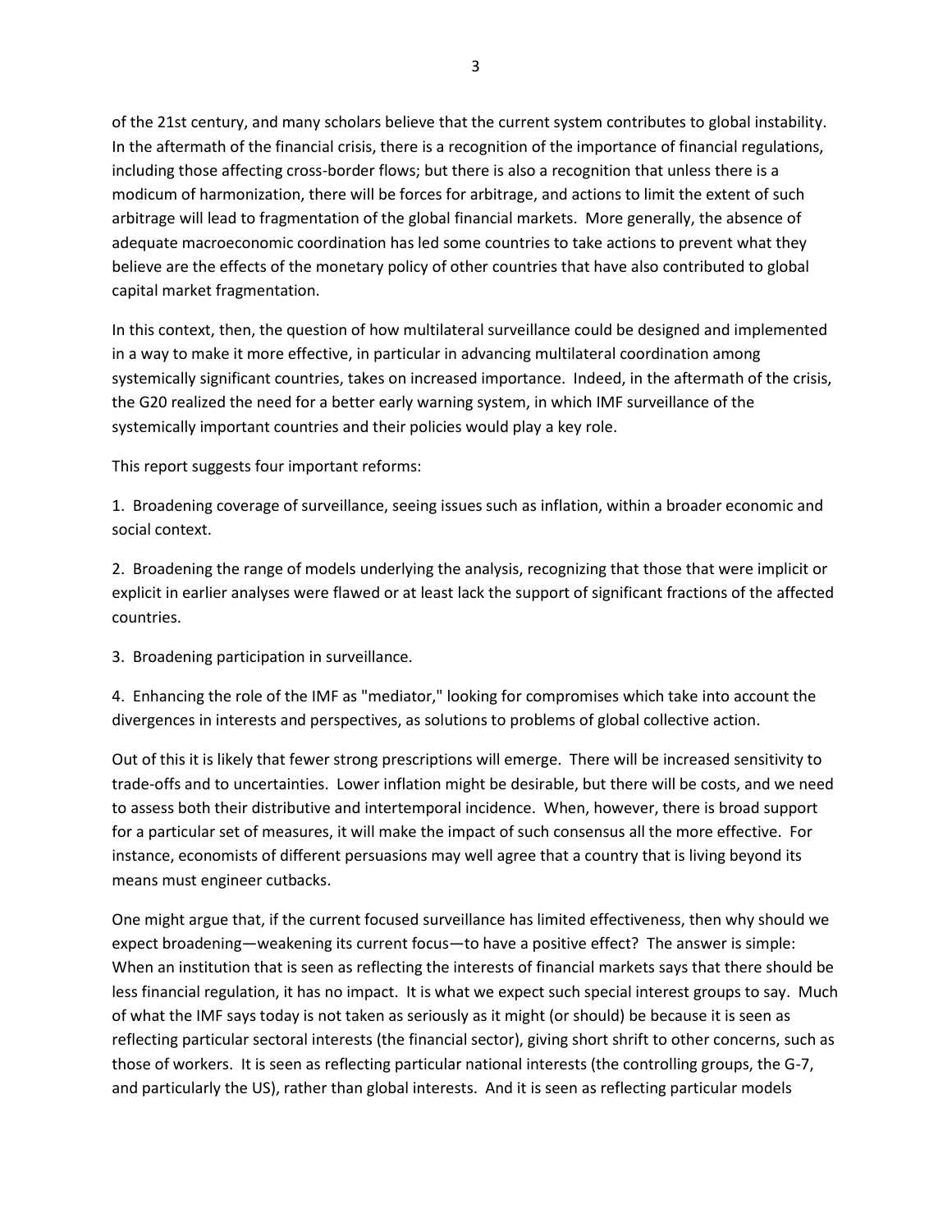of the 21st century, and many scholars believe that the current system contributes to global instability. In the aftermath of the financial crisis, there is a recognition of the importance of financial regulations, including those affecting cross-border flows; but there is also a recognition that unless there is a modicum of harmonization, there will be forces for arbitrage, and actions to limit the extent of such arbitrage will lead to fragmentation of the global financial markets. More generally, the absence of adequate macroeconomic coordination has led some countries to take actions to prevent what they believe are the effects of the monetary policy of other countries that have also contributed to global capital market fragmentation.

In this context, then, the question of how multilateral surveillance could be designed and implemented in a way to make it more effective, in particular in advancing multilateral coordination among systemically significant countries, takes on increased importance. Indeed, in the aftermath of the crisis, the G20 realized the need for a better early warning system, in which IMF surveillance of the systemically important countries and their policies would play a key role.

This report suggests four important reforms:

1. Broadening coverage of surveillance, seeing issues such as inflation, within a broader economic and social context.

2. Broadening the range of models underlying the analysis, recognizing that those that were implicit or explicit in earlier analyses were flawed or at least lack the support of significant fractions of the affected countries.

3. Broadening participation in surveillance.

4. Enhancing the role of the IMF as "mediator," looking for compromises which take into account the divergences in interests and perspectives, as solutions to problems of global collective action.

Out of this it is likely that fewer strong prescriptions will emerge. There will be increased sensitivity to trade-offs and to uncertainties. Lower inflation might be desirable, but there will be costs, and we need to assess both their distributive and intertemporal incidence. When, however, there is broad support for a particular set of measures, it will make the impact of such consensus all the more effective. For instance, economists of different persuasions may well agree that a country that is living beyond its means must engineer cutbacks.

One might argue that, if the current focused surveillance has limited effectiveness, then why should we expect broadening—weakening its current focus—to have a positive effect? The answer is simple: When an institution that is seen as reflecting the interests of financial markets says that there should be less financial regulation, it has no impact. It is what we expect such special interest groups to say. Much of what the IMF says today is not taken as seriously as it might (or should) be because it is seen as reflecting particular sectoral interests (the financial sector), giving short shrift to other concerns, such as those of workers. It is seen as reflecting particular national interests (the controlling groups, the G-7, and particularly the US), rather than global interests. And it is seen as reflecting particular models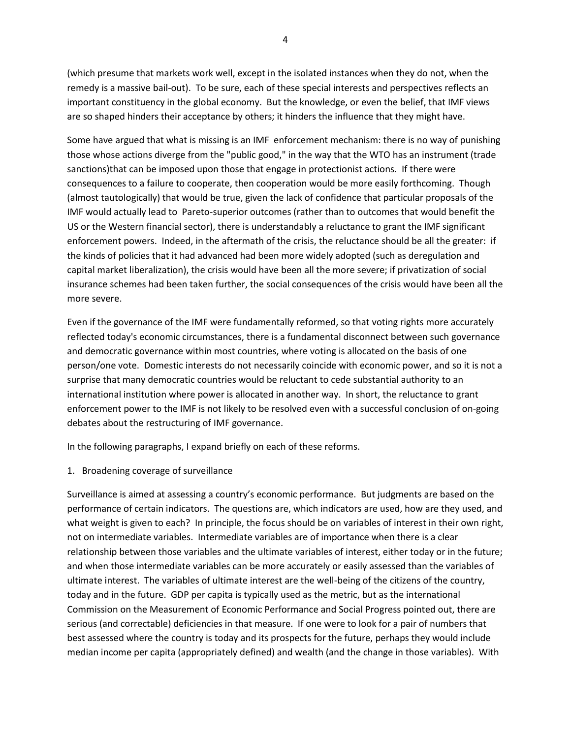(which presume that markets work well, except in the isolated instances when they do not, when the remedy is a massive bail-out). To be sure, each of these special interests and perspectives reflects an important constituency in the global economy. But the knowledge, or even the belief, that IMF views are so shaped hinders their acceptance by others; it hinders the influence that they might have.

Some have argued that what is missing is an IMF enforcement mechanism: there is no way of punishing those whose actions diverge from the "public good," in the way that the WTO has an instrument (trade sanctions)that can be imposed upon those that engage in protectionist actions. If there were consequences to a failure to cooperate, then cooperation would be more easily forthcoming. Though (almost tautologically) that would be true, given the lack of confidence that particular proposals of the IMF would actually lead to Pareto-superior outcomes (rather than to outcomes that would benefit the US or the Western financial sector), there is understandably a reluctance to grant the IMF significant enforcement powers. Indeed, in the aftermath of the crisis, the reluctance should be all the greater: if the kinds of policies that it had advanced had been more widely adopted (such as deregulation and capital market liberalization), the crisis would have been all the more severe; if privatization of social insurance schemes had been taken further, the social consequences of the crisis would have been all the more severe.

Even if the governance of the IMF were fundamentally reformed, so that voting rights more accurately reflected today's economic circumstances, there is a fundamental disconnect between such governance and democratic governance within most countries, where voting is allocated on the basis of one person/one vote. Domestic interests do not necessarily coincide with economic power, and so it is not a surprise that many democratic countries would be reluctant to cede substantial authority to an international institution where power is allocated in another way. In short, the reluctance to grant enforcement power to the IMF is not likely to be resolved even with a successful conclusion of on-going debates about the restructuring of IMF governance.

In the following paragraphs, I expand briefly on each of these reforms.

1. Broadening coverage of surveillance

Surveillance is aimed at assessing a country's economic performance. But judgments are based on the performance of certain indicators. The questions are, which indicators are used, how are they used, and what weight is given to each? In principle, the focus should be on variables of interest in their own right, not on intermediate variables. Intermediate variables are of importance when there is a clear relationship between those variables and the ultimate variables of interest, either today or in the future; and when those intermediate variables can be more accurately or easily assessed than the variables of ultimate interest. The variables of ultimate interest are the well-being of the citizens of the country, today and in the future. GDP per capita is typically used as the metric, but as the international Commission on the Measurement of Economic Performance and Social Progress pointed out, there are serious (and correctable) deficiencies in that measure. If one were to look for a pair of numbers that best assessed where the country is today and its prospects for the future, perhaps they would include median income per capita (appropriately defined) and wealth (and the change in those variables). With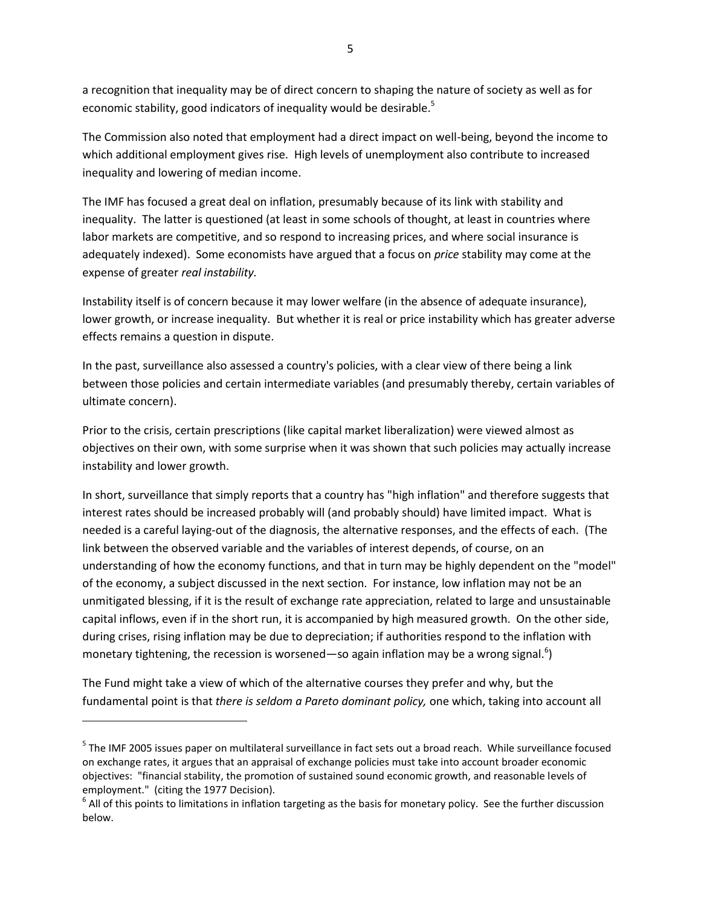a recognition that inequality may be of direct concern to shaping the nature of society as well as for economic stability, good indicators of inequality would be desirable.[5]

The Commission also noted that employment had a direct impact on well-being, beyond the income to which additional employment gives rise. High levels of unemployment also contribute to increased inequality and lowering of median income.

The IMF has focused a great deal on inflation, presumably because of its link with stability and inequality. The latter is questioned (at least in some schools of thought, at least in countries where labor markets are competitive, and so respond to increasing prices, and where social insurance is adequately indexed). Some economists have argued that a focus on *price* stability may come at the expense of greater *real instability.*

Instability itself is of concern because it may lower welfare (in the absence of adequate insurance), lower growth, or increase inequality. But whether it is real or price instability which has greater adverse effects remains a question in dispute.

In the past, surveillance also assessed a country's policies, with a clear view of there being a link between those policies and certain intermediate variables (and presumably thereby, certain variables of ultimate concern).

Prior to the crisis, certain prescriptions (like capital market liberalization) were viewed almost as objectives on their own, with some surprise when it was shown that such policies may actually increase instability and lower growth.

In short, surveillance that simply reports that a country has "high inflation" and therefore suggests that interest rates should be increased probably will (and probably should) have limited impact. What is needed is a careful laying-out of the diagnosis, the alternative responses, and the effects of each. (The link between the observed variable and the variables of interest depends, of course, on an understanding of how the economy functions, and that in turn may be highly dependent on the "model" of the economy, a subject discussed in the next section. For instance, low inflation may not be an unmitigated blessing, if it is the result of exchange rate appreciation, related to large and unsustainable capital inflows, even if in the short run, it is accompanied by high measured growth. On the other side, during crises, rising inflation may be due to depreciation; if authorities respond to the inflation with monetary tightening, the recession is worsened—so again inflation may be a wrong signal.[6])

The Fund might take a view of which of the alternative courses they prefer and why, but the fundamental point is that *there is seldom a Pareto dominant policy,* one which, taking into account all

---

[5] The IMF 2005 issues paper on multilateral surveillance in fact sets out a broad reach. While surveillance focused on exchange rates, it argues that an appraisal of exchange policies must take into account broader economic objectives: "financial stability, the promotion of sustained sound economic growth, and reasonable levels of employment." (citing the 1977 Decision).

[6] All of this points to limitations in inflation targeting as the basis for monetary policy. See the further discussion below.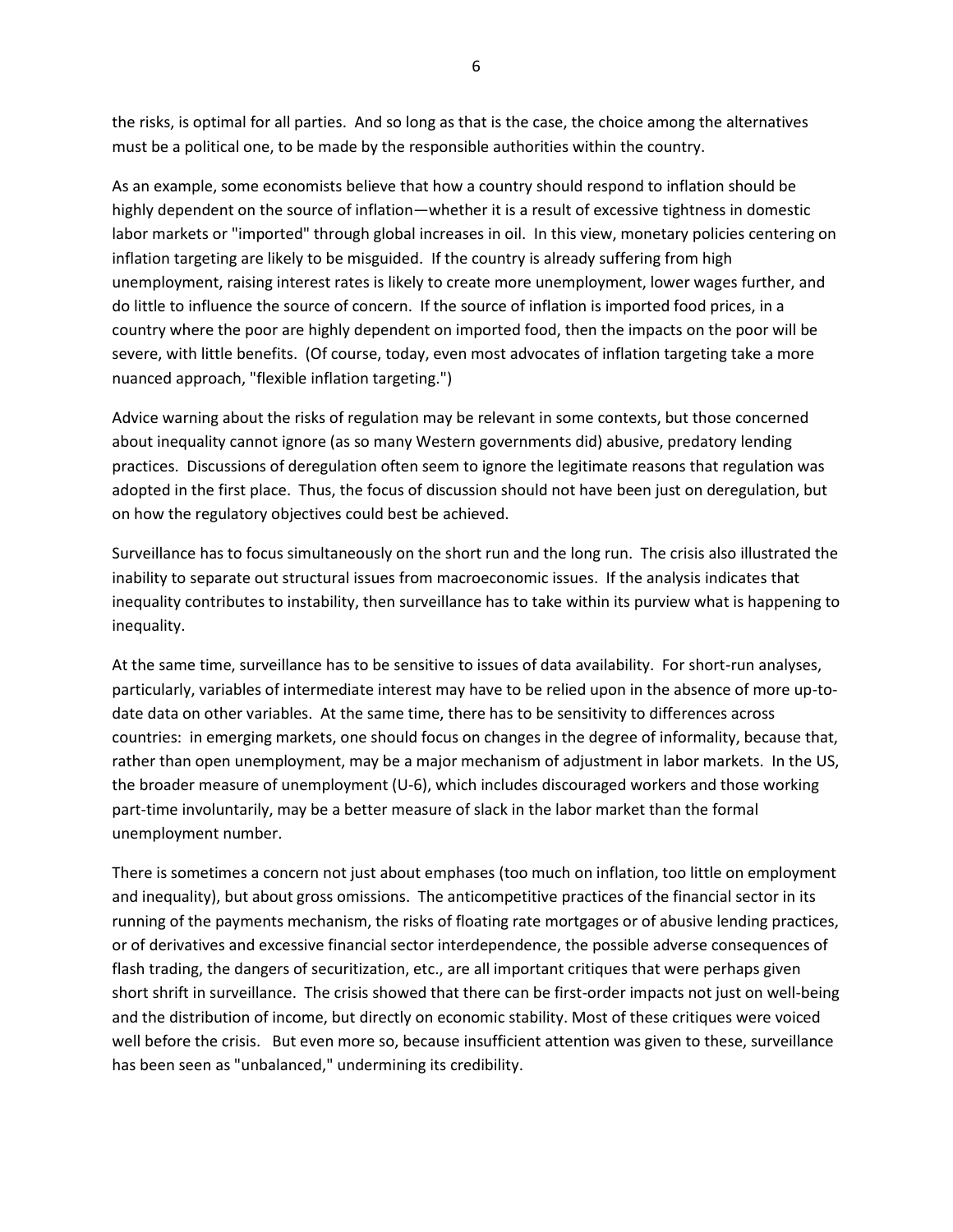the risks, is optimal for all parties. And so long as that is the case, the choice among the alternatives must be a political one, to be made by the responsible authorities within the country.

As an example, some economists believe that how a country should respond to inflation should be highly dependent on the source of inflation—whether it is a result of excessive tightness in domestic labor markets or "imported" through global increases in oil. In this view, monetary policies centering on inflation targeting are likely to be misguided. If the country is already suffering from high unemployment, raising interest rates is likely to create more unemployment, lower wages further, and do little to influence the source of concern. If the source of inflation is imported food prices, in a country where the poor are highly dependent on imported food, then the impacts on the poor will be severe, with little benefits. (Of course, today, even most advocates of inflation targeting take a more nuanced approach, "flexible inflation targeting.")

Advice warning about the risks of regulation may be relevant in some contexts, but those concerned about inequality cannot ignore (as so many Western governments did) abusive, predatory lending practices. Discussions of deregulation often seem to ignore the legitimate reasons that regulation was adopted in the first place. Thus, the focus of discussion should not have been just on deregulation, but on how the regulatory objectives could best be achieved.

Surveillance has to focus simultaneously on the short run and the long run. The crisis also illustrated the inability to separate out structural issues from macroeconomic issues. If the analysis indicates that inequality contributes to instability, then surveillance has to take within its purview what is happening to inequality.

At the same time, surveillance has to be sensitive to issues of data availability. For short-run analyses, particularly, variables of intermediate interest may have to be relied upon in the absence of more up-to-date data on other variables. At the same time, there has to be sensitivity to differences across countries: in emerging markets, one should focus on changes in the degree of informality, because that, rather than open unemployment, may be a major mechanism of adjustment in labor markets. In the US, the broader measure of unemployment (U-6), which includes discouraged workers and those working part-time involuntarily, may be a better measure of slack in the labor market than the formal unemployment number.

There is sometimes a concern not just about emphases (too much on inflation, too little on employment and inequality), but about gross omissions. The anticompetitive practices of the financial sector in its running of the payments mechanism, the risks of floating rate mortgages or of abusive lending practices, or of derivatives and excessive financial sector interdependence, the possible adverse consequences of flash trading, the dangers of securitization, etc., are all important critiques that were perhaps given short shrift in surveillance. The crisis showed that there can be first-order impacts not just on well-being and the distribution of income, but directly on economic stability. Most of these critiques were voiced well before the crisis. But even more so, because insufficient attention was given to these, surveillance has been seen as "unbalanced," undermining its credibility.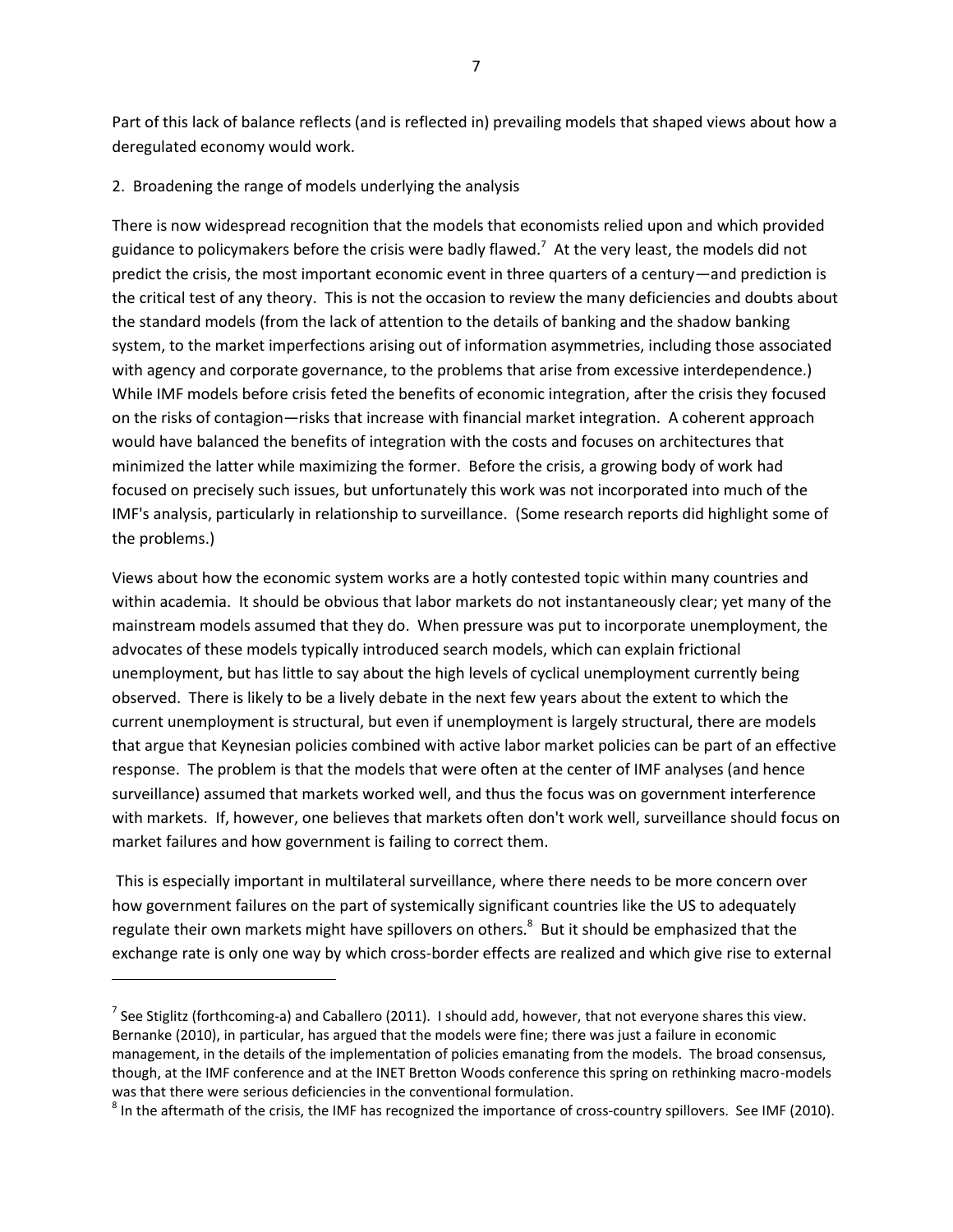Part of this lack of balance reflects (and is reflected in) prevailing models that shaped views about how a deregulated economy would work.

2. Broadening the range of models underlying the analysis

There is now widespread recognition that the models that economists relied upon and which provided guidance to policymakers before the crisis were badly flawed.[7] At the very least, the models did not predict the crisis, the most important economic event in three quarters of a century—and prediction is the critical test of any theory. This is not the occasion to review the many deficiencies and doubts about the standard models (from the lack of attention to the details of banking and the shadow banking system, to the market imperfections arising out of information asymmetries, including those associated with agency and corporate governance, to the problems that arise from excessive interdependence.) While IMF models before crisis feted the benefits of economic integration, after the crisis they focused on the risks of contagion—risks that increase with financial market integration. A coherent approach would have balanced the benefits of integration with the costs and focuses on architectures that minimized the latter while maximizing the former. Before the crisis, a growing body of work had focused on precisely such issues, but unfortunately this work was not incorporated into much of the IMF's analysis, particularly in relationship to surveillance. (Some research reports did highlight some of the problems.)

Views about how the economic system works are a hotly contested topic within many countries and within academia. It should be obvious that labor markets do not instantaneously clear; yet many of the mainstream models assumed that they do. When pressure was put to incorporate unemployment, the advocates of these models typically introduced search models, which can explain frictional unemployment, but has little to say about the high levels of cyclical unemployment currently being observed. There is likely to be a lively debate in the next few years about the extent to which the current unemployment is structural, but even if unemployment is largely structural, there are models that argue that Keynesian policies combined with active labor market policies can be part of an effective response. The problem is that the models that were often at the center of IMF analyses (and hence surveillance) assumed that markets worked well, and thus the focus was on government interference with markets. If, however, one believes that markets often don't work well, surveillance should focus on market failures and how government is failing to correct them.

This is especially important in multilateral surveillance, where there needs to be more concern over how government failures on the part of systemically significant countries like the US to adequately regulate their own markets might have spillovers on others.[8] But it should be emphasized that the exchange rate is only one way by which cross-border effects are realized and which give rise to external

---

[7] See Stiglitz (forthcoming-a) and Caballero (2011). I should add, however, that not everyone shares this view. Bernanke (2010), in particular, has argued that the models were fine; there was just a failure in economic management, in the details of the implementation of policies emanating from the models. The broad consensus, though, at the IMF conference and at the INET Bretton Woods conference this spring on rethinking macro-models was that there were serious deficiencies in the conventional formulation.

[8] In the aftermath of the crisis, the IMF has recognized the importance of cross-country spillovers. See IMF (2010).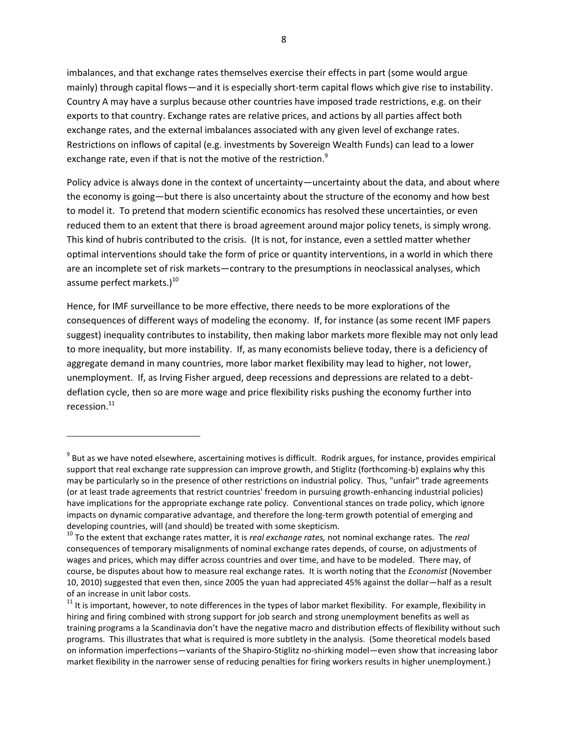imbalances, and that exchange rates themselves exercise their effects in part (some would argue mainly) through capital flows—and it is especially short-term capital flows which give rise to instability. Country A may have a surplus because other countries have imposed trade restrictions, e.g. on their exports to that country. Exchange rates are relative prices, and actions by all parties affect both exchange rates, and the external imbalances associated with any given level of exchange rates. Restrictions on inflows of capital (e.g. investments by Sovereign Wealth Funds) can lead to a lower exchange rate, even if that is not the motive of the restriction.[9]

Policy advice is always done in the context of uncertainty—uncertainty about the data, and about where the economy is going—but there is also uncertainty about the structure of the economy and how best to model it. To pretend that modern scientific economics has resolved these uncertainties, or even reduced them to an extent that there is broad agreement around major policy tenets, is simply wrong. This kind of hubris contributed to the crisis. (It is not, for instance, even a settled matter whether optimal interventions should take the form of price or quantity interventions, in a world in which there are an incomplete set of risk markets—contrary to the presumptions in neoclassical analyses, which assume perfect markets.)[10]

Hence, for IMF surveillance to be more effective, there needs to be more explorations of the consequences of different ways of modeling the economy. If, for instance (as some recent IMF papers suggest) inequality contributes to instability, then making labor markets more flexible may not only lead to more inequality, but more instability. If, as many economists believe today, there is a deficiency of aggregate demand in many countries, more labor market flexibility may lead to higher, not lower, unemployment. If, as Irving Fisher argued, deep recessions and depressions are related to a debt-deflation cycle, then so are more wage and price flexibility risks pushing the economy further into recession.[11]

---

[9] But as we have noted elsewhere, ascertaining motives is difficult. Rodrik argues, for instance, provides empirical support that real exchange rate suppression can improve growth, and Stiglitz (forthcoming-b) explains why this may be particularly so in the presence of other restrictions on industrial policy. Thus, "unfair" trade agreements (or at least trade agreements that restrict countries' freedom in pursuing growth-enhancing industrial policies) have implications for the appropriate exchange rate policy. Conventional stances on trade policy, which ignore impacts on dynamic comparative advantage, and therefore the long-term growth potential of emerging and developing countries, will (and should) be treated with some skepticism.

[10] To the extent that exchange rates matter, it is *real exchange rates,* not nominal exchange rates. The *real* consequences of temporary misalignments of nominal exchange rates depends, of course, on adjustments of wages and prices, which may differ across countries and over time, and have to be modeled. There may, of course, be disputes about how to measure real exchange rates. It is worth noting that the *Economist* (November 10, 2010) suggested that even then, since 2005 the yuan had appreciated 45% against the dollar—half as a result of an increase in unit labor costs.

[11] It is important, however, to note differences in the types of labor market flexibility. For example, flexibility in hiring and firing combined with strong support for job search and strong unemployment benefits as well as training programs a la Scandinavia don't have the negative macro and distribution effects of flexibility without such programs. This illustrates that what is required is more subtlety in the analysis. (Some theoretical models based on information imperfections—variants of the Shapiro-Stiglitz no-shirking model—even show that increasing labor market flexibility in the narrower sense of reducing penalties for firing workers results in higher unemployment.)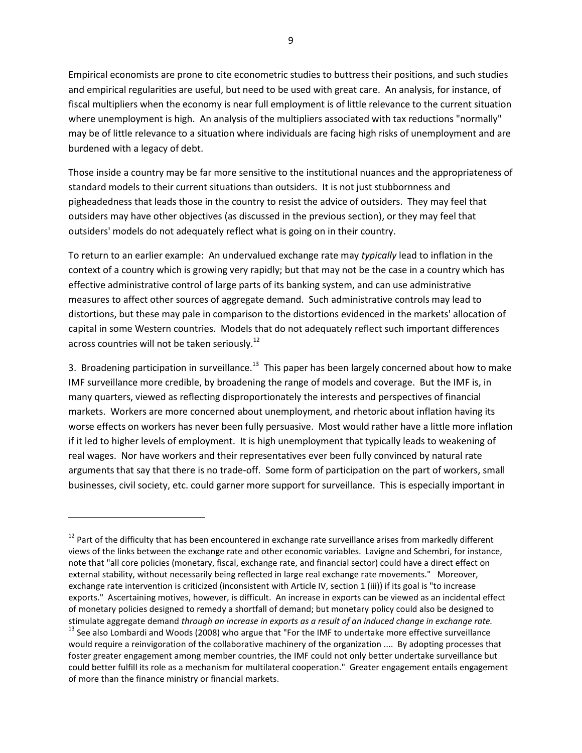Empirical economists are prone to cite econometric studies to buttress their positions, and such studies and empirical regularities are useful, but need to be used with great care. An analysis, for instance, of fiscal multipliers when the economy is near full employment is of little relevance to the current situation where unemployment is high. An analysis of the multipliers associated with tax reductions "normally" may be of little relevance to a situation where individuals are facing high risks of unemployment and are burdened with a legacy of debt.

Those inside a country may be far more sensitive to the institutional nuances and the appropriateness of standard models to their current situations than outsiders. It is not just stubbornness and pigheadedness that leads those in the country to resist the advice of outsiders. They may feel that outsiders may have other objectives (as discussed in the previous section), or they may feel that outsiders' models do not adequately reflect what is going on in their country.

To return to an earlier example: An undervalued exchange rate may *typically* lead to inflation in the context of a country which is growing very rapidly; but that may not be the case in a country which has effective administrative control of large parts of its banking system, and can use administrative measures to affect other sources of aggregate demand. Such administrative controls may lead to distortions, but these may pale in comparison to the distortions evidenced in the markets' allocation of capital in some Western countries. Models that do not adequately reflect such important differences across countries will not be taken seriously.[12]

3. Broadening participation in surveillance.[13] This paper has been largely concerned about how to make IMF surveillance more credible, by broadening the range of models and coverage. But the IMF is, in many quarters, viewed as reflecting disproportionately the interests and perspectives of financial markets. Workers are more concerned about unemployment, and rhetoric about inflation having its worse effects on workers has never been fully persuasive. Most would rather have a little more inflation if it led to higher levels of employment. It is high unemployment that typically leads to weakening of real wages. Nor have workers and their representatives ever been fully convinced by natural rate arguments that say that there is no trade-off. Some form of participation on the part of workers, small businesses, civil society, etc. could garner more support for surveillance. This is especially important in

---

[12] Part of the difficulty that has been encountered in exchange rate surveillance arises from markedly different views of the links between the exchange rate and other economic variables. Lavigne and Schembri, for instance, note that "all core policies (monetary, fiscal, exchange rate, and financial sector) could have a direct effect on external stability, without necessarily being reflected in large real exchange rate movements." Moreover, exchange rate intervention is criticized (inconsistent with Article IV, section 1 (iii)) if its goal is "to increase exports." Ascertaining motives, however, is difficult. An increase in exports can be viewed as an incidental effect of monetary policies designed to remedy a shortfall of demand; but monetary policy could also be designed to stimulate aggregate demand *through an increase in exports as a result of an induced change in exchange rate.*

[13] See also Lombardi and Woods (2008) who argue that "For the IMF to undertake more effective surveillance would require a reinvigoration of the collaborative machinery of the organization .... By adopting processes that foster greater engagement among member countries, the IMF could not only better undertake surveillance but could better fulfill its role as a mechanism for multilateral cooperation." Greater engagement entails engagement of more than the finance ministry or financial markets.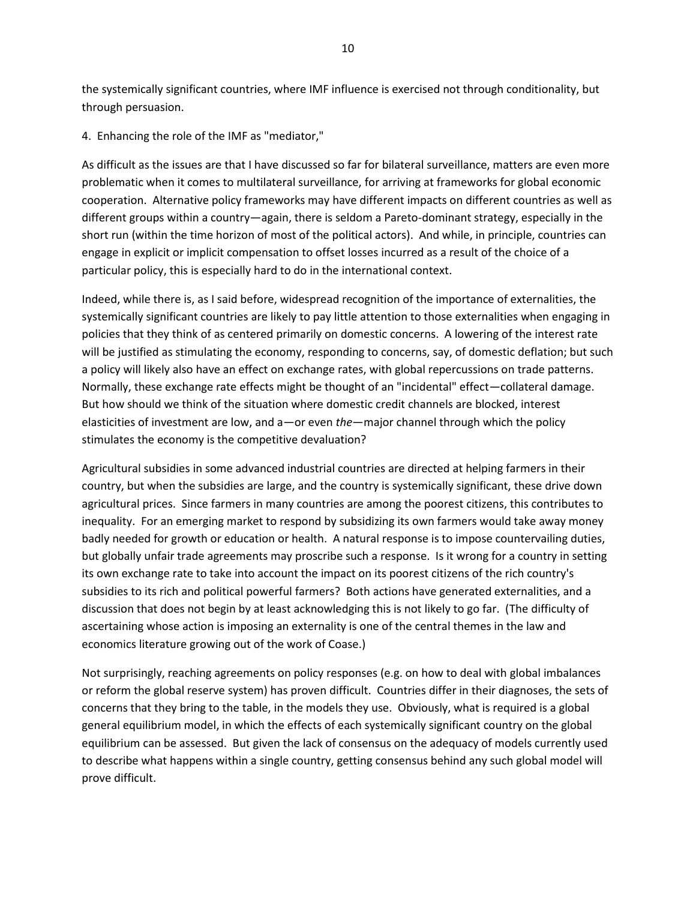the systemically significant countries, where IMF influence is exercised not through conditionality, but through persuasion.

4. Enhancing the role of the IMF as "mediator,"

As difficult as the issues are that I have discussed so far for bilateral surveillance, matters are even more problematic when it comes to multilateral surveillance, for arriving at frameworks for global economic cooperation. Alternative policy frameworks may have different impacts on different countries as well as different groups within a country—again, there is seldom a Pareto-dominant strategy, especially in the short run (within the time horizon of most of the political actors). And while, in principle, countries can engage in explicit or implicit compensation to offset losses incurred as a result of the choice of a particular policy, this is especially hard to do in the international context.

Indeed, while there is, as I said before, widespread recognition of the importance of externalities, the systemically significant countries are likely to pay little attention to those externalities when engaging in policies that they think of as centered primarily on domestic concerns. A lowering of the interest rate will be justified as stimulating the economy, responding to concerns, say, of domestic deflation; but such a policy will likely also have an effect on exchange rates, with global repercussions on trade patterns. Normally, these exchange rate effects might be thought of an "incidental" effect—collateral damage. But how should we think of the situation where domestic credit channels are blocked, interest elasticities of investment are low, and a—or even *the*—major channel through which the policy stimulates the economy is the competitive devaluation?

Agricultural subsidies in some advanced industrial countries are directed at helping farmers in their country, but when the subsidies are large, and the country is systemically significant, these drive down agricultural prices. Since farmers in many countries are among the poorest citizens, this contributes to inequality. For an emerging market to respond by subsidizing its own farmers would take away money badly needed for growth or education or health. A natural response is to impose countervailing duties, but globally unfair trade agreements may proscribe such a response. Is it wrong for a country in setting its own exchange rate to take into account the impact on its poorest citizens of the rich country's subsidies to its rich and political powerful farmers? Both actions have generated externalities, and a discussion that does not begin by at least acknowledging this is not likely to go far. (The difficulty of ascertaining whose action is imposing an externality is one of the central themes in the law and economics literature growing out of the work of Coase.)

Not surprisingly, reaching agreements on policy responses (e.g. on how to deal with global imbalances or reform the global reserve system) has proven difficult. Countries differ in their diagnoses, the sets of concerns that they bring to the table, in the models they use. Obviously, what is required is a global general equilibrium model, in which the effects of each systemically significant country on the global equilibrium can be assessed. But given the lack of consensus on the adequacy of models currently used to describe what happens within a single country, getting consensus behind any such global model will prove difficult.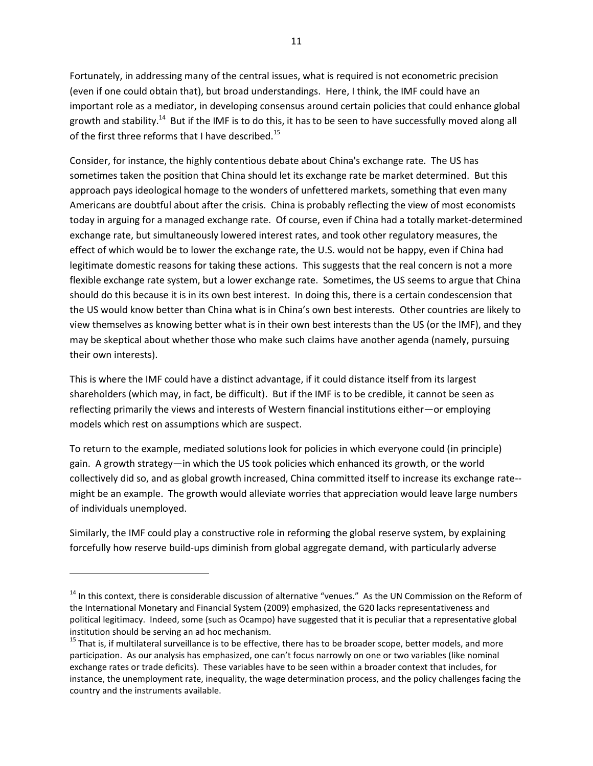Fortunately, in addressing many of the central issues, what is required is not econometric precision (even if one could obtain that), but broad understandings. Here, I think, the IMF could have an important role as a mediator, in developing consensus around certain policies that could enhance global growth and stability.[14] But if the IMF is to do this, it has to be seen to have successfully moved along all of the first three reforms that I have described.[15]

Consider, for instance, the highly contentious debate about China's exchange rate. The US has sometimes taken the position that China should let its exchange rate be market determined. But this approach pays ideological homage to the wonders of unfettered markets, something that even many Americans are doubtful about after the crisis. China is probably reflecting the view of most economists today in arguing for a managed exchange rate. Of course, even if China had a totally market-determined exchange rate, but simultaneously lowered interest rates, and took other regulatory measures, the effect of which would be to lower the exchange rate, the U.S. would not be happy, even if China had legitimate domestic reasons for taking these actions. This suggests that the real concern is not a more flexible exchange rate system, but a lower exchange rate. Sometimes, the US seems to argue that China should do this because it is in its own best interest. In doing this, there is a certain condescension that the US would know better than China what is in China's own best interests. Other countries are likely to view themselves as knowing better what is in their own best interests than the US (or the IMF), and they may be skeptical about whether those who make such claims have another agenda (namely, pursuing their own interests).

This is where the IMF could have a distinct advantage, if it could distance itself from its largest shareholders (which may, in fact, be difficult). But if the IMF is to be credible, it cannot be seen as reflecting primarily the views and interests of Western financial institutions either—or employing models which rest on assumptions which are suspect.

To return to the example, mediated solutions look for policies in which everyone could (in principle) gain. A growth strategy—in which the US took policies which enhanced its growth, or the world collectively did so, and as global growth increased, China committed itself to increase its exchange rate--might be an example. The growth would alleviate worries that appreciation would leave large numbers of individuals unemployed.

Similarly, the IMF could play a constructive role in reforming the global reserve system, by explaining forcefully how reserve build-ups diminish from global aggregate demand, with particularly adverse

---

[14] In this context, there is considerable discussion of alternative "venues." As the UN Commission on the Reform of the International Monetary and Financial System (2009) emphasized, the G20 lacks representativeness and political legitimacy. Indeed, some (such as Ocampo) have suggested that it is peculiar that a representative global institution should be serving an ad hoc mechanism.

[15] That is, if multilateral surveillance is to be effective, there has to be broader scope, better models, and more participation. As our analysis has emphasized, one can't focus narrowly on one or two variables (like nominal exchange rates or trade deficits). These variables have to be seen within a broader context that includes, for instance, the unemployment rate, inequality, the wage determination process, and the policy challenges facing the country and the instruments available.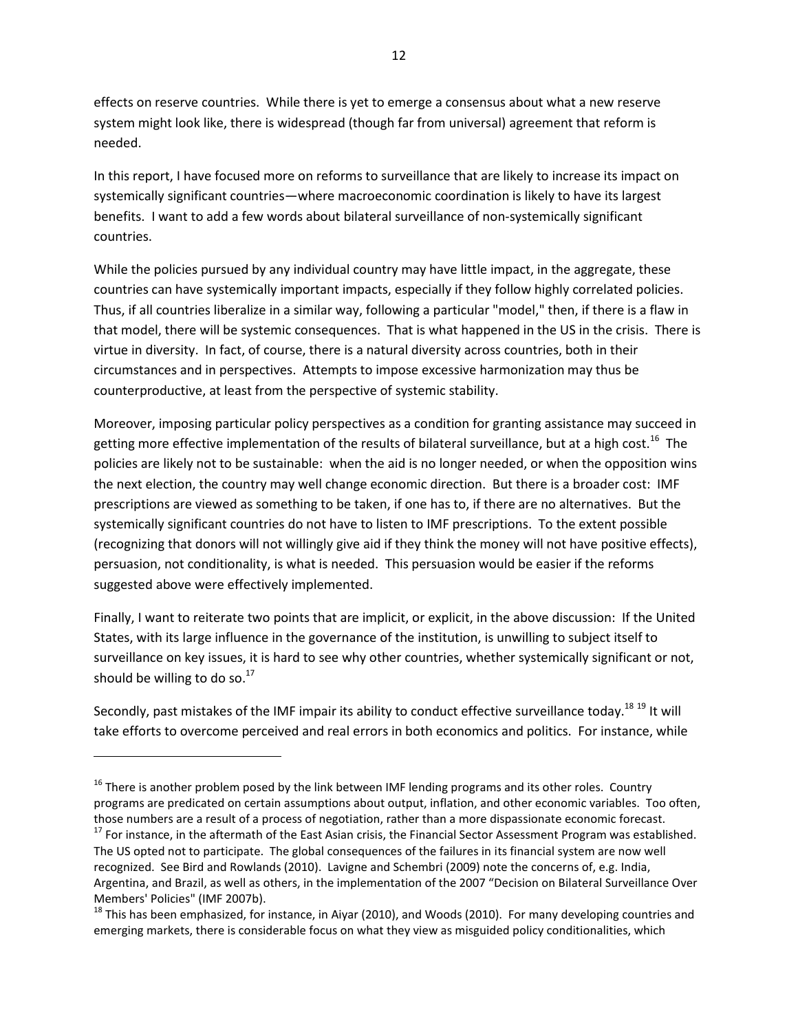effects on reserve countries. While there is yet to emerge a consensus about what a new reserve system might look like, there is widespread (though far from universal) agreement that reform is needed.

In this report, I have focused more on reforms to surveillance that are likely to increase its impact on systemically significant countries—where macroeconomic coordination is likely to have its largest benefits. I want to add a few words about bilateral surveillance of non-systemically significant countries.

While the policies pursued by any individual country may have little impact, in the aggregate, these countries can have systemically important impacts, especially if they follow highly correlated policies. Thus, if all countries liberalize in a similar way, following a particular "model," then, if there is a flaw in that model, there will be systemic consequences. That is what happened in the US in the crisis. There is virtue in diversity. In fact, of course, there is a natural diversity across countries, both in their circumstances and in perspectives. Attempts to impose excessive harmonization may thus be counterproductive, at least from the perspective of systemic stability.

Moreover, imposing particular policy perspectives as a condition for granting assistance may succeed in getting more effective implementation of the results of bilateral surveillance, but at a high cost.[16] The policies are likely not to be sustainable: when the aid is no longer needed, or when the opposition wins the next election, the country may well change economic direction. But there is a broader cost: IMF prescriptions are viewed as something to be taken, if one has to, if there are no alternatives. But the systemically significant countries do not have to listen to IMF prescriptions. To the extent possible (recognizing that donors will not willingly give aid if they think the money will not have positive effects), persuasion, not conditionality, is what is needed. This persuasion would be easier if the reforms suggested above were effectively implemented.

Finally, I want to reiterate two points that are implicit, or explicit, in the above discussion: If the United States, with its large influence in the governance of the institution, is unwilling to subject itself to surveillance on key issues, it is hard to see why other countries, whether systemically significant or not, should be willing to do so.[17]

Secondly, past mistakes of the IMF impair its ability to conduct effective surveillance today.[18] [19] It will take efforts to overcome perceived and real errors in both economics and politics. For instance, while

---

[16] There is another problem posed by the link between IMF lending programs and its other roles. Country programs are predicated on certain assumptions about output, inflation, and other economic variables. Too often, those numbers are a result of a process of negotiation, rather than a more dispassionate economic forecast.

[17] For instance, in the aftermath of the East Asian crisis, the Financial Sector Assessment Program was established. The US opted not to participate. The global consequences of the failures in its financial system are now well recognized. See Bird and Rowlands (2010). Lavigne and Schembri (2009) note the concerns of, e.g. India, Argentina, and Brazil, as well as others, in the implementation of the 2007 "Decision on Bilateral Surveillance Over Members' Policies" (IMF 2007b).

[18] This has been emphasized, for instance, in Aiyar (2010), and Woods (2010). For many developing countries and emerging markets, there is considerable focus on what they view as misguided policy conditionalities, which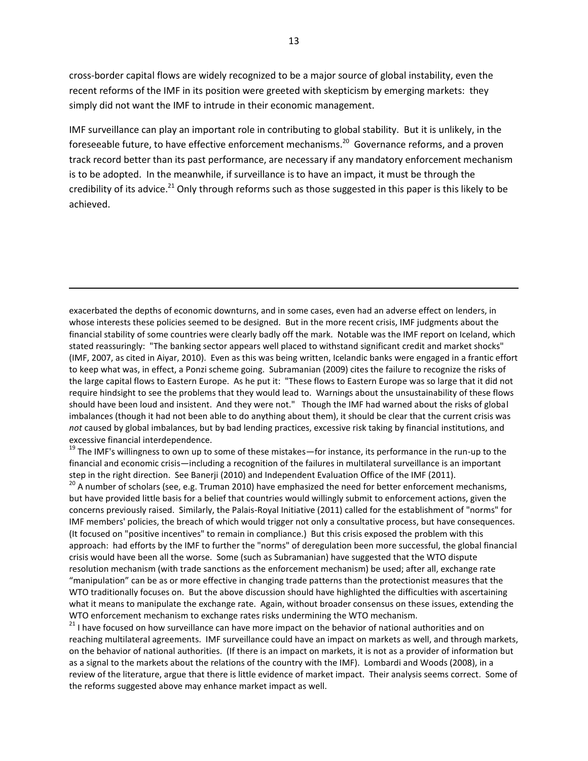cross-border capital flows are widely recognized to be a major source of global instability, even the recent reforms of the IMF in its position were greeted with skepticism by emerging markets: they simply did not want the IMF to intrude in their economic management.

IMF surveillance can play an important role in contributing to global stability. But it is unlikely, in the foreseeable future, to have effective enforcement mechanisms.[20] Governance reforms, and a proven track record better than its past performance, are necessary if any mandatory enforcement mechanism is to be adopted. In the meanwhile, if surveillance is to have an impact, it must be through the credibility of its advice.[21] Only through reforms such as those suggested in this paper is this likely to be achieved.

---

exacerbated the depths of economic downturns, and in some cases, even had an adverse effect on lenders, in whose interests these policies seemed to be designed. But in the more recent crisis, IMF judgments about the financial stability of some countries were clearly badly off the mark. Notable was the IMF report on Iceland, which stated reassuringly: "The banking sector appears well placed to withstand significant credit and market shocks" (IMF, 2007, as cited in Aiyar, 2010). Even as this was being written, Icelandic banks were engaged in a frantic effort to keep what was, in effect, a Ponzi scheme going. Subramanian (2009) cites the failure to recognize the risks of the large capital flows to Eastern Europe. As he put it: "These flows to Eastern Europe was so large that it did not require hindsight to see the problems that they would lead to. Warnings about the unsustainability of these flows should have been loud and insistent. And they were not." Though the IMF had warned about the risks of global imbalances (though it had not been able to do anything about them), it should be clear that the current crisis was *not* caused by global imbalances, but by bad lending practices, excessive risk taking by financial institutions, and excessive financial interdependence.

[19] The IMF's willingness to own up to some of these mistakes—for instance, its performance in the run-up to the financial and economic crisis—including a recognition of the failures in multilateral surveillance is an important step in the right direction. See Banerji (2010) and Independent Evaluation Office of the IMF (2011).

[20] A number of scholars (see, e.g. Truman 2010) have emphasized the need for better enforcement mechanisms, but have provided little basis for a belief that countries would willingly submit to enforcement actions, given the concerns previously raised. Similarly, the Palais-Royal Initiative (2011) called for the establishment of "norms" for IMF members' policies, the breach of which would trigger not only a consultative process, but have consequences. (It focused on "positive incentives" to remain in compliance.) But this crisis exposed the problem with this approach: had efforts by the IMF to further the "norms" of deregulation been more successful, the global financial crisis would have been all the worse. Some (such as Subramanian) have suggested that the WTO dispute resolution mechanism (with trade sanctions as the enforcement mechanism) be used; after all, exchange rate "manipulation" can be as or more effective in changing trade patterns than the protectionist measures that the WTO traditionally focuses on. But the above discussion should have highlighted the difficulties with ascertaining what it means to manipulate the exchange rate. Again, without broader consensus on these issues, extending the WTO enforcement mechanism to exchange rates risks undermining the WTO mechanism.

[21] I have focused on how surveillance can have more impact on the behavior of national authorities and on reaching multilateral agreements. IMF surveillance could have an impact on markets as well, and through markets, on the behavior of national authorities. (If there is an impact on markets, it is not as a provider of information but as a signal to the markets about the relations of the country with the IMF). Lombardi and Woods (2008), in a review of the literature, argue that there is little evidence of market impact. Their analysis seems correct. Some of the reforms suggested above may enhance market impact as well.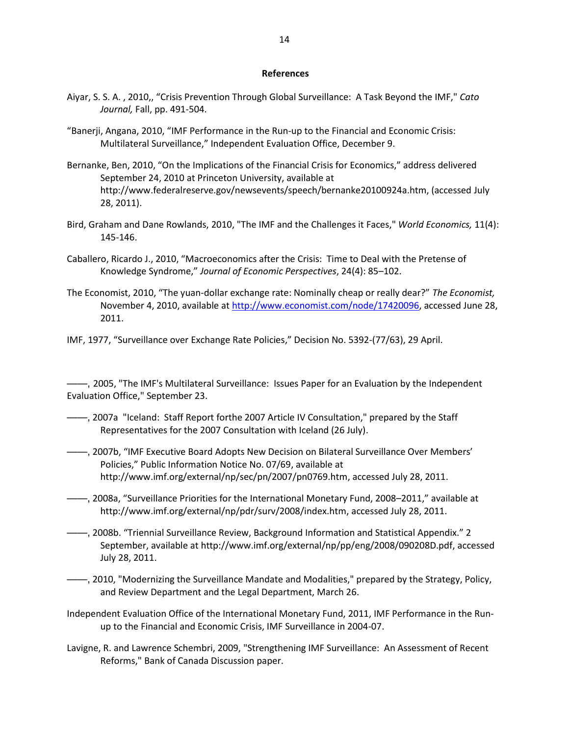**References**

Aiyar, S. S. A. , 2010,, "Crisis Prevention Through Global Surveillance: A Task Beyond the IMF," *Cato Journal,* Fall, pp. 491-504.

"Banerji, Angana, 2010, "IMF Performance in the Run-up to the Financial and Economic Crisis: Multilateral Surveillance," Independent Evaluation Office, December 9.

Bernanke, Ben, 2010, "On the Implications of the Financial Crisis for Economics," address delivered September 24, 2010 at Princeton University, available at http://www.federalreserve.gov/newsevents/speech/bernanke20100924a.htm, (accessed July 28, 2011).

Bird, Graham and Dane Rowlands, 2010, "The IMF and the Challenges it Faces," *World Economics,* 11(4): 145-146.

Caballero, Ricardo J., 2010, "Macroeconomics after the Crisis: Time to Deal with the Pretense of Knowledge Syndrome," *Journal of Economic Perspectives*, 24(4): 85–102.

The Economist, 2010, "The yuan-dollar exchange rate: Nominally cheap or really dear?" *The Economist,* November 4, 2010, available at http://www.economist.com/node/17420096, accessed June 28, 2011.

IMF, 1977, "Surveillance over Exchange Rate Policies," Decision No. 5392-(77/63), 29 April.

——, 2005, "The IMF's Multilateral Surveillance: Issues Paper for an Evaluation by the Independent Evaluation Office," September 23.

——, 2007a "Iceland: Staff Report forthe 2007 Article IV Consultation," prepared by the Staff Representatives for the 2007 Consultation with Iceland (26 July).

——, 2007b, "IMF Executive Board Adopts New Decision on Bilateral Surveillance Over Members' Policies," Public Information Notice No. 07/69, available at http://www.imf.org/external/np/sec/pn/2007/pn0769.htm, accessed July 28, 2011.

——, 2008a, "Surveillance Priorities for the International Monetary Fund, 2008–2011," available at http://www.imf.org/external/np/pdr/surv/2008/index.htm, accessed July 28, 2011.

——, 2008b. "Triennial Surveillance Review, Background Information and Statistical Appendix." 2 September, available at http://www.imf.org/external/np/pp/eng/2008/090208D.pdf, accessed July 28, 2011.

——, 2010, "Modernizing the Surveillance Mandate and Modalities," prepared by the Strategy, Policy, and Review Department and the Legal Department, March 26.

Independent Evaluation Office of the International Monetary Fund, 2011, IMF Performance in the Run-up to the Financial and Economic Crisis, IMF Surveillance in 2004-07.

Lavigne, R. and Lawrence Schembri, 2009, "Strengthening IMF Surveillance: An Assessment of Recent Reforms," Bank of Canada Discussion paper.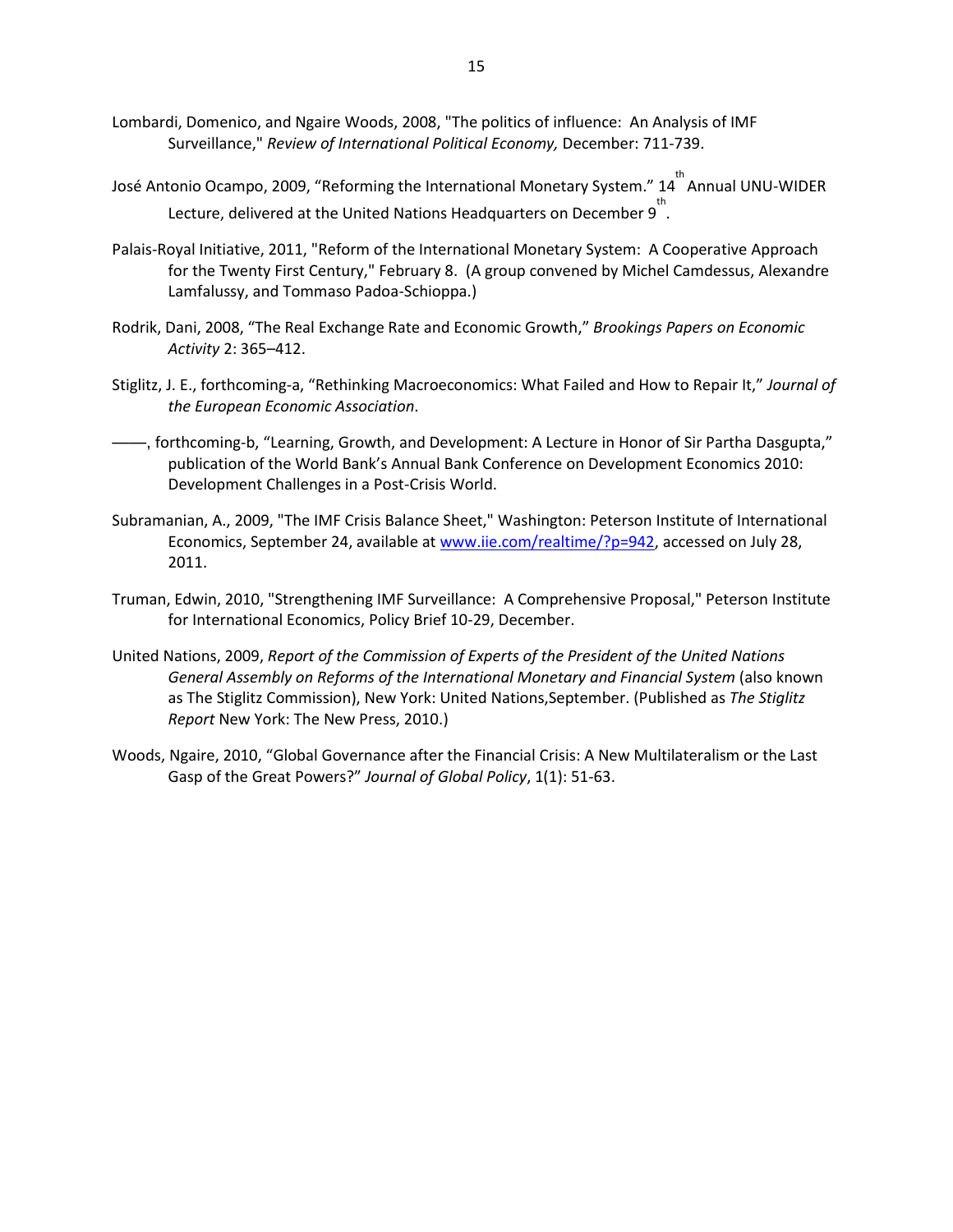Lombardi, Domenico, and Ngaire Woods, 2008, "The politics of influence: An Analysis of IMF Surveillance," *Review of International Political Economy,* December: 711-739.

José Antonio Ocampo, 2009, "Reforming the International Monetary System." 14th Annual UNU-WIDER Lecture, delivered at the United Nations Headquarters on December 9th.

Palais-Royal Initiative, 2011, "Reform of the International Monetary System: A Cooperative Approach for the Twenty First Century," February 8. (A group convened by Michel Camdessus, Alexandre Lamfalussy, and Tommaso Padoa-Schioppa.)

Rodrik, Dani, 2008, "The Real Exchange Rate and Economic Growth," *Brookings Papers on Economic Activity* 2: 365–412.

Stiglitz, J. E., forthcoming-a, "Rethinking Macroeconomics: What Failed and How to Repair It," *Journal of the European Economic Association*.

———, forthcoming-b, "Learning, Growth, and Development: A Lecture in Honor of Sir Partha Dasgupta," publication of the World Bank's Annual Bank Conference on Development Economics 2010: Development Challenges in a Post-Crisis World.

Subramanian, A., 2009, "The IMF Crisis Balance Sheet," Washington: Peterson Institute of International Economics, September 24, available at www.iie.com/realtime/?p=942, accessed on July 28, 2011.

Truman, Edwin, 2010, "Strengthening IMF Surveillance: A Comprehensive Proposal," Peterson Institute for International Economics, Policy Brief 10-29, December.

United Nations, 2009, *Report of the Commission of Experts of the President of the United Nations General Assembly on Reforms of the International Monetary and Financial System* (also known as The Stiglitz Commission), New York: United Nations,September. (Published as *The Stiglitz Report* New York: The New Press, 2010.)

Woods, Ngaire, 2010, "Global Governance after the Financial Crisis: A New Multilateralism or the Last Gasp of the Great Powers?" *Journal of Global Policy*, 1(1): 51-63.